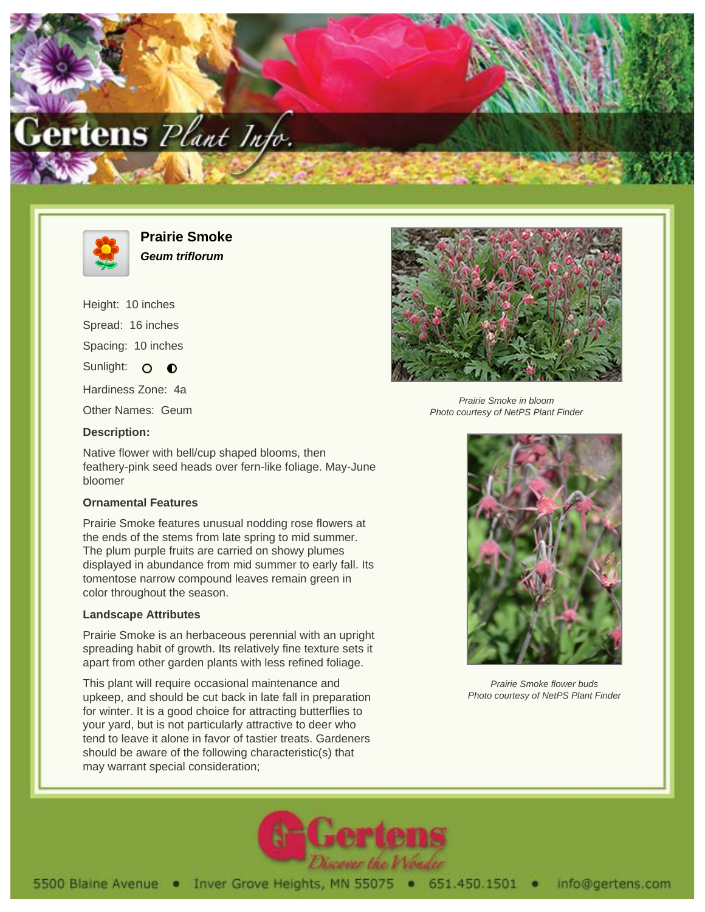# Prairie Smoke

***Geum triflorum***

Height: 10 inches

Spread: 16 inches

Spacing: 10 inches

Sunlight: ○ ◐

Hardiness Zone: 4a

Other Names: Geum

**Description:**

Native flower with bell/cup shaped blooms, then feathery-pink seed heads over fern-like foliage. May-June bloomer

### Ornamental Features

Prairie Smoke features unusual nodding rose flowers at the ends of the stems from late spring to mid summer. The plum purple fruits are carried on showy plumes displayed in abundance from mid summer to early fall. Its tomentose narrow compound leaves remain green in color throughout the season.

### Landscape Attributes

Prairie Smoke is an herbaceous perennial with an upright spreading habit of growth. Its relatively fine texture sets it apart from other garden plants with less refined foliage.

This plant will require occasional maintenance and upkeep, and should be cut back in late fall in preparation for winter. It is a good choice for attracting butterflies to your yard, but is not particularly attractive to deer who tend to leave it alone in favor of tastier treats. Gardeners should be aware of the following characteristic(s) that may warrant special consideration;

*Prairie Smoke in bloom*
*Photo courtesy of NetPS Plant Finder*

*Prairie Smoke flower buds*
*Photo courtesy of NetPS Plant Finder*

5500 Blaine Avenue • Inver Grove Heights, MN 55075 • 651.450.1501 • info@gertens.com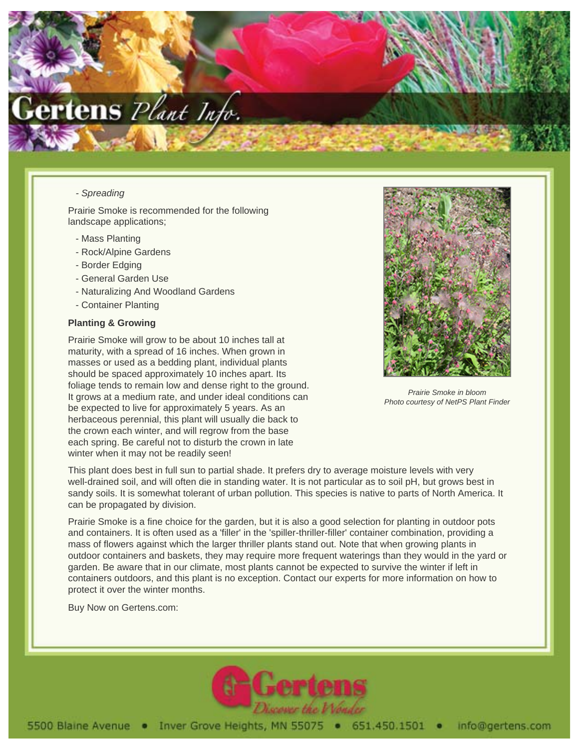- *Spreading*

Prairie Smoke is recommended for the following landscape applications;

- Mass Planting
- Rock/Alpine Gardens
- Border Edging
- General Garden Use
- Naturalizing And Woodland Gardens
- Container Planting

**Planting & Growing**

Prairie Smoke will grow to be about 10 inches tall at maturity, with a spread of 16 inches. When grown in masses or used as a bedding plant, individual plants should be spaced approximately 10 inches apart. Its foliage tends to remain low and dense right to the ground. It grows at a medium rate, and under ideal conditions can be expected to live for approximately 5 years. As an herbaceous perennial, this plant will usually die back to the crown each winter, and will regrow from the base each spring. Be careful not to disturb the crown in late winter when it may not be readily seen!

*Prairie Smoke in bloom*
*Photo courtesy of NetPS Plant Finder*

This plant does best in full sun to partial shade. It prefers dry to average moisture levels with very well-drained soil, and will often die in standing water. It is not particular as to soil pH, but grows best in sandy soils. It is somewhat tolerant of urban pollution. This species is native to parts of North America. It can be propagated by division.

Prairie Smoke is a fine choice for the garden, but it is also a good selection for planting in outdoor pots and containers. It is often used as a 'filler' in the 'spiller-thriller-filler' container combination, providing a mass of flowers against which the larger thriller plants stand out. Note that when growing plants in outdoor containers and baskets, they may require more frequent waterings than they would in the yard or garden. Be aware that in our climate, most plants cannot be expected to survive the winter if left in containers outdoors, and this plant is no exception. Contact our experts for more information on how to protect it over the winter months.

Buy Now on Gertens.com: